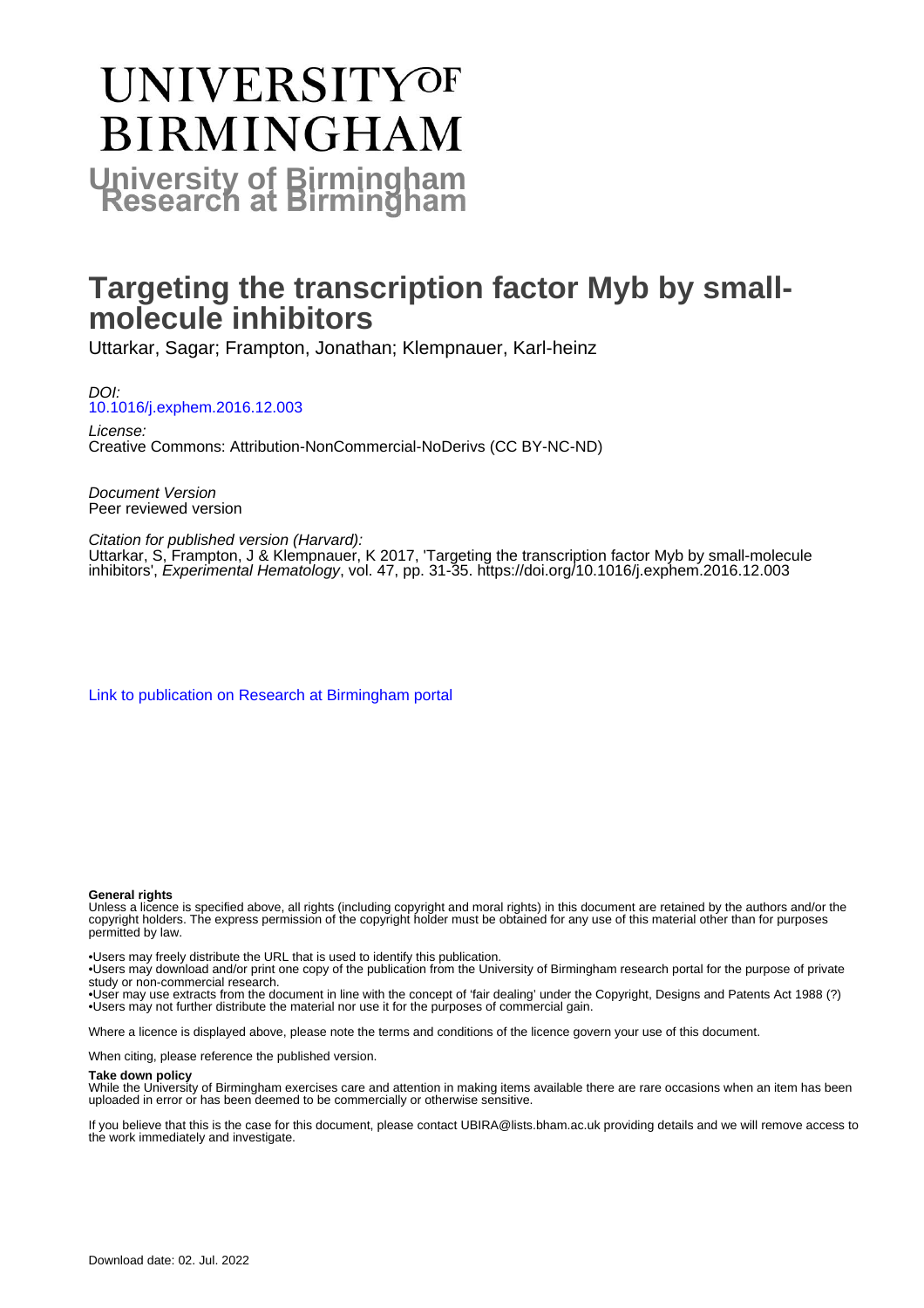# UNIVERSITY OF BIRMINGHAM

## University of Birmingham Research at Birmingham

# Targeting the transcription factor Myb by small-molecule inhibitors

Uttarkar, Sagar; Frampton, Jonathan; Klempnauer, Karl-heinz

*DOI:*
10.1016/j.exphem.2016.12.003

*License:*
Creative Commons: Attribution-NonCommercial-NoDerivs (CC BY-NC-ND)

*Document Version*
Peer reviewed version

*Citation for published version (Harvard):*
Uttarkar, S, Frampton, J & Klempnauer, K 2017, 'Targeting the transcription factor Myb by small-molecule inhibitors', *Experimental Hematology*, vol. 47, pp. 31-35. https://doi.org/10.1016/j.exphem.2016.12.003

Link to publication on Research at Birmingham portal

**General rights**

Unless a licence is specified above, all rights (including copyright and moral rights) in this document are retained by the authors and/or the copyright holders. The express permission of the copyright holder must be obtained for any use of this material other than for purposes permitted by law.

•Users may freely distribute the URL that is used to identify this publication.
•Users may download and/or print one copy of the publication from the University of Birmingham research portal for the purpose of private study or non-commercial research.
•User may use extracts from the document in line with the concept of 'fair dealing' under the Copyright, Designs and Patents Act 1988 (?)
•Users may not further distribute the material nor use it for the purposes of commercial gain.

Where a licence is displayed above, please note the terms and conditions of the licence govern your use of this document.

When citing, please reference the published version.

**Take down policy**

While the University of Birmingham exercises care and attention in making items available there are rare occasions when an item has been uploaded in error or has been deemed to be commercially or otherwise sensitive.

If you believe that this is the case for this document, please contact UBIRA@lists.bham.ac.uk providing details and we will remove access to the work immediately and investigate.

Download date: 02. Jul. 2022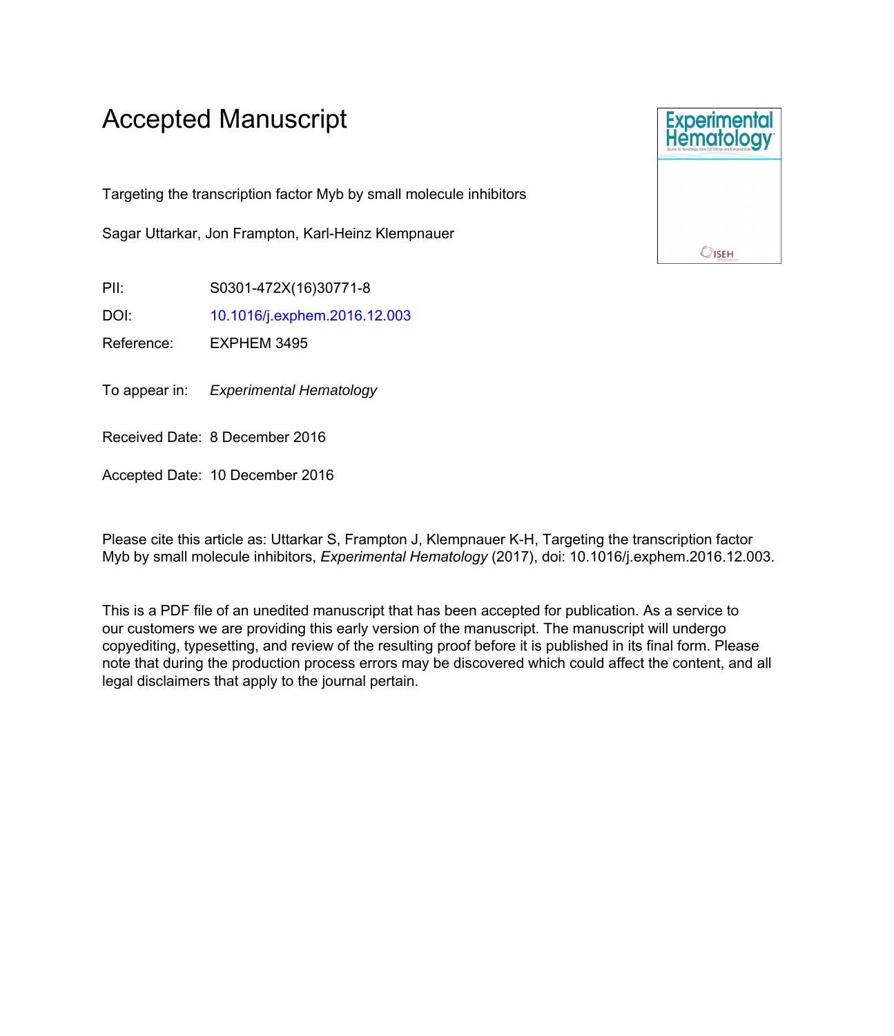# Accepted Manuscript

Targeting the transcription factor Myb by small molecule inhibitors

Sagar Uttarkar, Jon Frampton, Karl-Heinz Klempnauer

PII: S0301-472X(16)30771-8

DOI: 10.1016/j.exphem.2016.12.003

Reference: EXPHEM 3495

To appear in: *Experimental Hematology*

Received Date: 8 December 2016

Accepted Date: 10 December 2016

Please cite this article as: Uttarkar S, Frampton J, Klempnauer K-H, Targeting the transcription factor Myb by small molecule inhibitors, *Experimental Hematology* (2017), doi: 10.1016/j.exphem.2016.12.003.

This is a PDF file of an unedited manuscript that has been accepted for publication. As a service to our customers we are providing this early version of the manuscript. The manuscript will undergo copyediting, typesetting, and review of the resulting proof before it is published in its final form. Please note that during the production process errors may be discovered which could affect the content, and all legal disclaimers that apply to the journal pertain.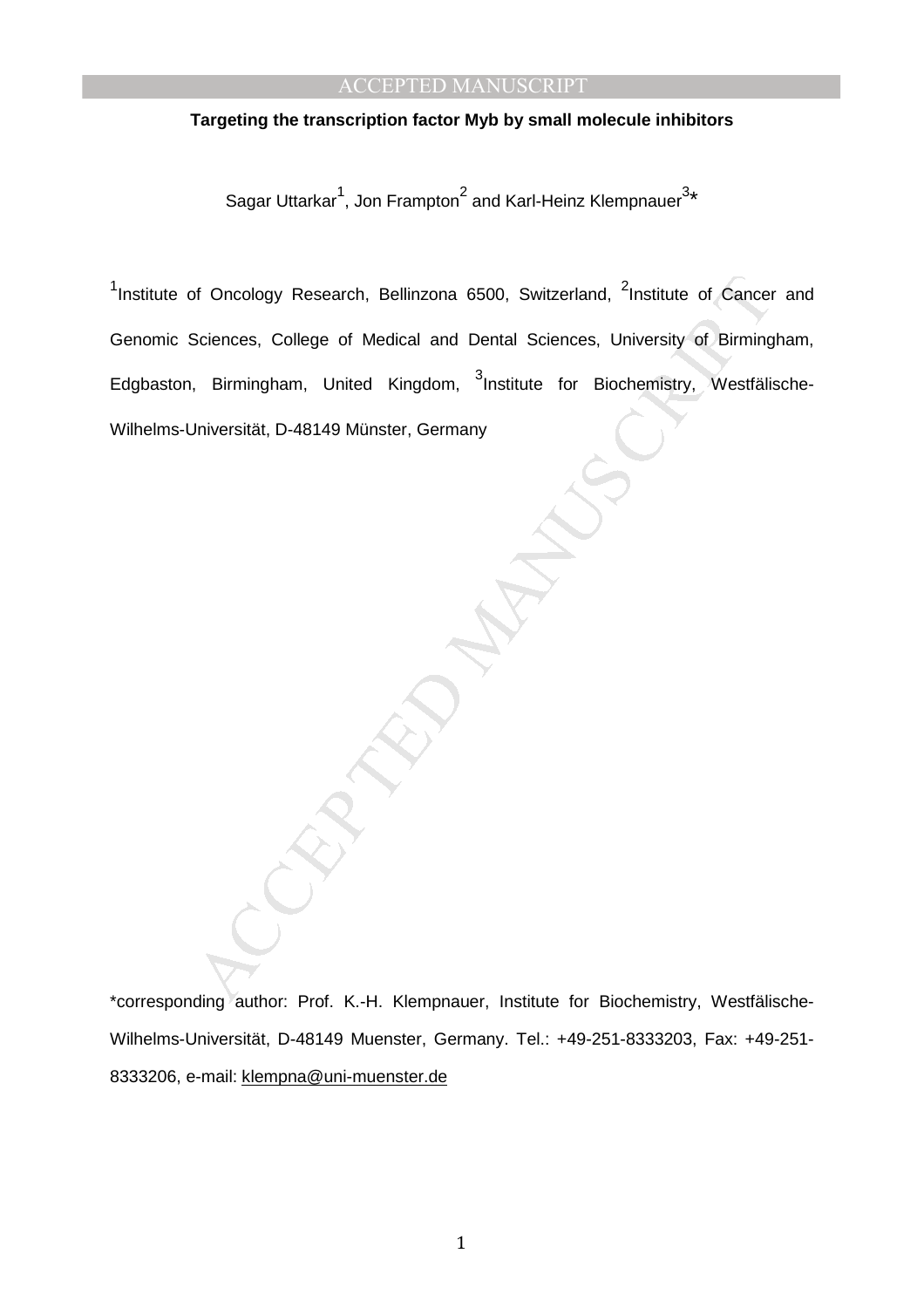**Targeting the transcription factor Myb by small molecule inhibitors**

Sagar Uttarkar[1], Jon Frampton[2] and Karl-Heinz Klempnauer[3]*

[1]Institute of Oncology Research, Bellinzona 6500, Switzerland, [2]Institute of Cancer and Genomic Sciences, College of Medical and Dental Sciences, University of Birmingham, Edgbaston, Birmingham, United Kingdom, [3]Institute for Biochemistry, Westfälische-Wilhelms-Universität, D-48149 Münster, Germany

*corresponding author: Prof. K.-H. Klempnauer, Institute for Biochemistry, Westfälische-Wilhelms-Universität, D-48149 Muenster, Germany. Tel.: +49-251-8333203, Fax: +49-251-8333206, e-mail: klempna@uni-muenster.de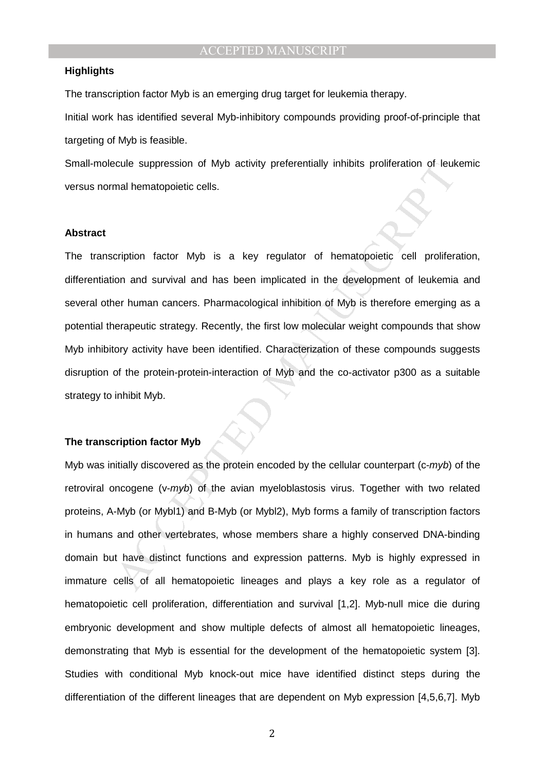### Highlights

The transcription factor Myb is an emerging drug target for leukemia therapy.

Initial work has identified several Myb-inhibitory compounds providing proof-of-principle that targeting of Myb is feasible.

Small-molecule suppression of Myb activity preferentially inhibits proliferation of leukemic versus normal hematopoietic cells.

### Abstract

The transcription factor Myb is a key regulator of hematopoietic cell proliferation, differentiation and survival and has been implicated in the development of leukemia and several other human cancers. Pharmacological inhibition of Myb is therefore emerging as a potential therapeutic strategy. Recently, the first low molecular weight compounds that show Myb inhibitory activity have been identified. Characterization of these compounds suggests disruption of the protein-protein-interaction of Myb and the co-activator p300 as a suitable strategy to inhibit Myb.

### The transcription factor Myb

Myb was initially discovered as the protein encoded by the cellular counterpart (c-*myb*) of the retroviral oncogene (v-*myb*) of the avian myeloblastosis virus. Together with two related proteins, A-Myb (or Mybl1) and B-Myb (or Mybl2), Myb forms a family of transcription factors in humans and other vertebrates, whose members share a highly conserved DNA-binding domain but have distinct functions and expression patterns. Myb is highly expressed in immature cells of all hematopoietic lineages and plays a key role as a regulator of hematopoietic cell proliferation, differentiation and survival [1,2]. Myb-null mice die during embryonic development and show multiple defects of almost all hematopoietic lineages, demonstrating that Myb is essential for the development of the hematopoietic system [3]. Studies with conditional Myb knock-out mice have identified distinct steps during the differentiation of the different lineages that are dependent on Myb expression [4,5,6,7]. Myb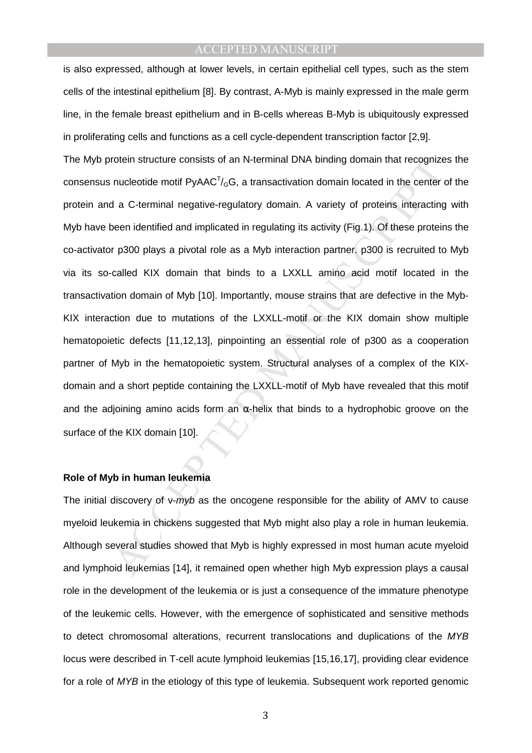is also expressed, although at lower levels, in certain epithelial cell types, such as the stem cells of the intestinal epithelium [8]. By contrast, A-Myb is mainly expressed in the male germ line, in the female breast epithelium and in B-cells whereas B-Myb is ubiquitously expressed in proliferating cells and functions as a cell cycle-dependent transcription factor [2,9].

The Myb protein structure consists of an N-terminal DNA binding domain that recognizes the consensus nucleotide motif PyAAC$^{T}/_{G}$G, a transactivation domain located in the center of the protein and a C-terminal negative-regulatory domain. A variety of proteins interacting with Myb have been identified and implicated in regulating its activity (Fig.1). Of these proteins the co-activator p300 plays a pivotal role as a Myb interaction partner. p300 is recruited to Myb via its so-called KIX domain that binds to a LXXLL amino acid motif located in the transactivation domain of Myb [10]. Importantly, mouse strains that are defective in the Myb-KIX interaction due to mutations of the LXXLL-motif or the KIX domain show multiple hematopoietic defects [11,12,13], pinpointing an essential role of p300 as a cooperation partner of Myb in the hematopoietic system. Structural analyses of a complex of the KIX-domain and a short peptide containing the LXXLL-motif of Myb have revealed that this motif and the adjoining amino acids form an α-helix that binds to a hydrophobic groove on the surface of the KIX domain [10].

### Role of Myb in human leukemia

The initial discovery of v-*myb* as the oncogene responsible for the ability of AMV to cause myeloid leukemia in chickens suggested that Myb might also play a role in human leukemia. Although several studies showed that Myb is highly expressed in most human acute myeloid and lymphoid leukemias [14], it remained open whether high Myb expression plays a causal role in the development of the leukemia or is just a consequence of the immature phenotype of the leukemic cells. However, with the emergence of sophisticated and sensitive methods to detect chromosomal alterations, recurrent translocations and duplications of the *MYB* locus were described in T-cell acute lymphoid leukemias [15,16,17], providing clear evidence for a role of *MYB* in the etiology of this type of leukemia. Subsequent work reported genomic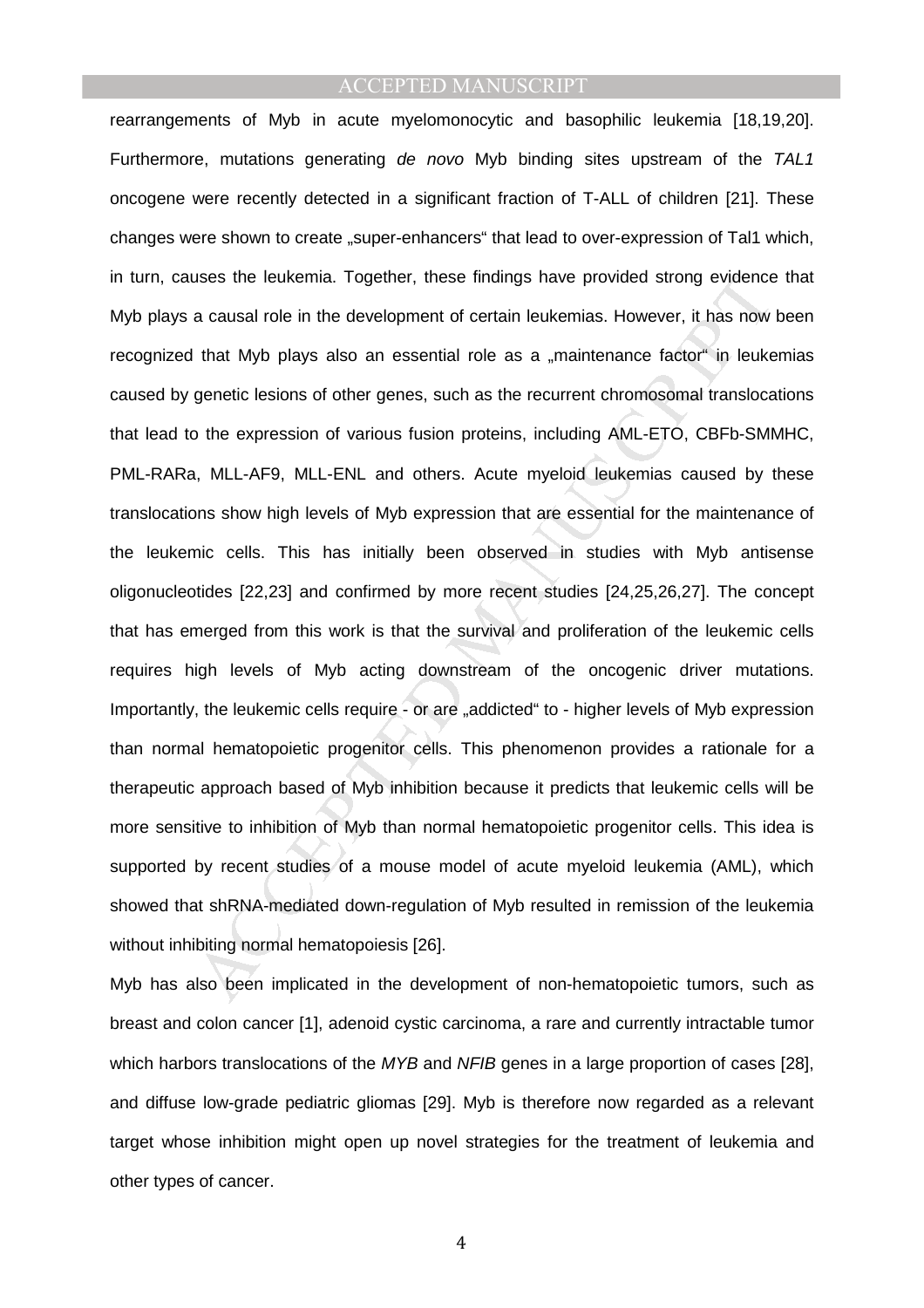rearrangements of Myb in acute myelomonocytic and basophilic leukemia [18,19,20]. Furthermore, mutations generating *de novo* Myb binding sites upstream of the *TAL1* oncogene were recently detected in a significant fraction of T-ALL of children [21]. These changes were shown to create „super-enhancers" that lead to over-expression of Tal1 which, in turn, causes the leukemia. Together, these findings have provided strong evidence that Myb plays a causal role in the development of certain leukemias. However, it has now been recognized that Myb plays also an essential role as a „maintenance factor" in leukemias caused by genetic lesions of other genes, such as the recurrent chromosomal translocations that lead to the expression of various fusion proteins, including AML-ETO, CBFb-SMMHC, PML-RARa, MLL-AF9, MLL-ENL and others. Acute myeloid leukemias caused by these translocations show high levels of Myb expression that are essential for the maintenance of the leukemic cells. This has initially been observed in studies with Myb antisense oligonucleotides [22,23] and confirmed by more recent studies [24,25,26,27]. The concept that has emerged from this work is that the survival and proliferation of the leukemic cells requires high levels of Myb acting downstream of the oncogenic driver mutations. Importantly, the leukemic cells require - or are „addicted" to - higher levels of Myb expression than normal hematopoietic progenitor cells. This phenomenon provides a rationale for a therapeutic approach based of Myb inhibition because it predicts that leukemic cells will be more sensitive to inhibition of Myb than normal hematopoietic progenitor cells. This idea is supported by recent studies of a mouse model of acute myeloid leukemia (AML), which showed that shRNA-mediated down-regulation of Myb resulted in remission of the leukemia without inhibiting normal hematopoiesis [26].

Myb has also been implicated in the development of non-hematopoietic tumors, such as breast and colon cancer [1], adenoid cystic carcinoma, a rare and currently intractable tumor which harbors translocations of the *MYB* and *NFIB* genes in a large proportion of cases [28], and diffuse low-grade pediatric gliomas [29]. Myb is therefore now regarded as a relevant target whose inhibition might open up novel strategies for the treatment of leukemia and other types of cancer.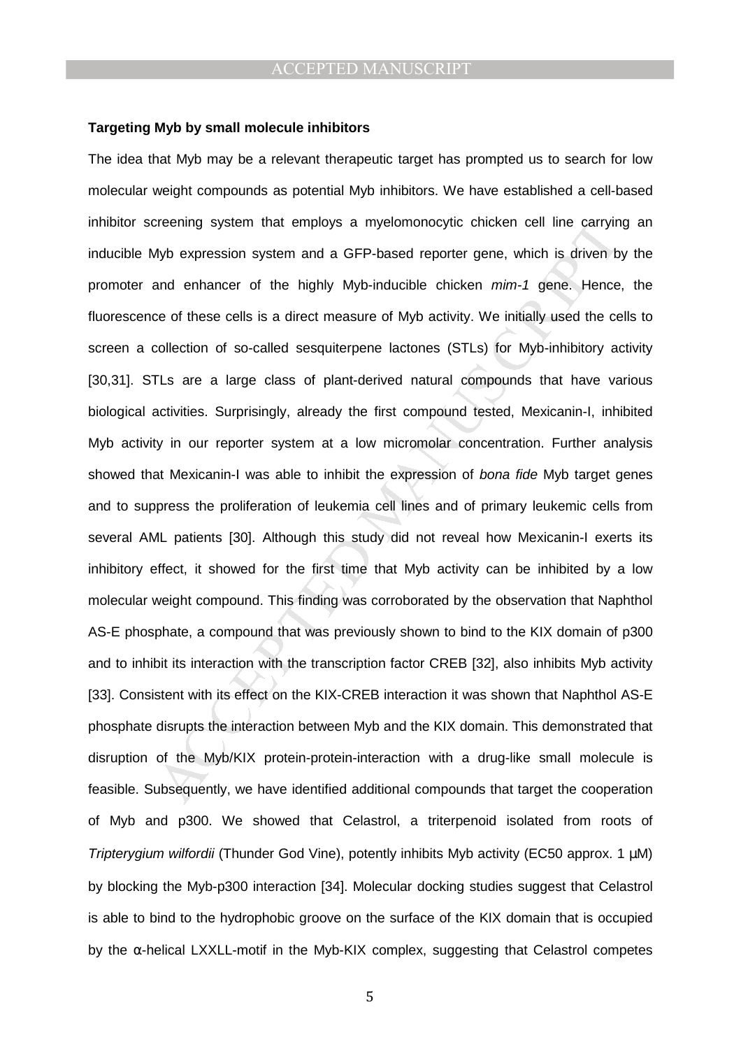**Targeting Myb by small molecule inhibitors**

The idea that Myb may be a relevant therapeutic target has prompted us to search for low molecular weight compounds as potential Myb inhibitors. We have established a cell-based inhibitor screening system that employs a myelomonocytic chicken cell line carrying an inducible Myb expression system and a GFP-based reporter gene, which is driven by the promoter and enhancer of the highly Myb-inducible chicken *mim-1* gene. Hence, the fluorescence of these cells is a direct measure of Myb activity. We initially used the cells to screen a collection of so-called sesquiterpene lactones (STLs) for Myb-inhibitory activity [30,31]. STLs are a large class of plant-derived natural compounds that have various biological activities. Surprisingly, already the first compound tested, Mexicanin-I, inhibited Myb activity in our reporter system at a low micromolar concentration. Further analysis showed that Mexicanin-I was able to inhibit the expression of *bona fide* Myb target genes and to suppress the proliferation of leukemia cell lines and of primary leukemic cells from several AML patients [30]. Although this study did not reveal how Mexicanin-I exerts its inhibitory effect, it showed for the first time that Myb activity can be inhibited by a low molecular weight compound. This finding was corroborated by the observation that Naphthol AS-E phosphate, a compound that was previously shown to bind to the KIX domain of p300 and to inhibit its interaction with the transcription factor CREB [32], also inhibits Myb activity [33]. Consistent with its effect on the KIX-CREB interaction it was shown that Naphthol AS-E phosphate disrupts the interaction between Myb and the KIX domain. This demonstrated that disruption of the Myb/KIX protein-protein-interaction with a drug-like small molecule is feasible. Subsequently, we have identified additional compounds that target the cooperation of Myb and p300. We showed that Celastrol, a triterpenoid isolated from roots of *Tripterygium wilfordii* (Thunder God Vine), potently inhibits Myb activity (EC50 approx. 1 µM) by blocking the Myb-p300 interaction [34]. Molecular docking studies suggest that Celastrol is able to bind to the hydrophobic groove on the surface of the KIX domain that is occupied by the α-helical LXXLL-motif in the Myb-KIX complex, suggesting that Celastrol competes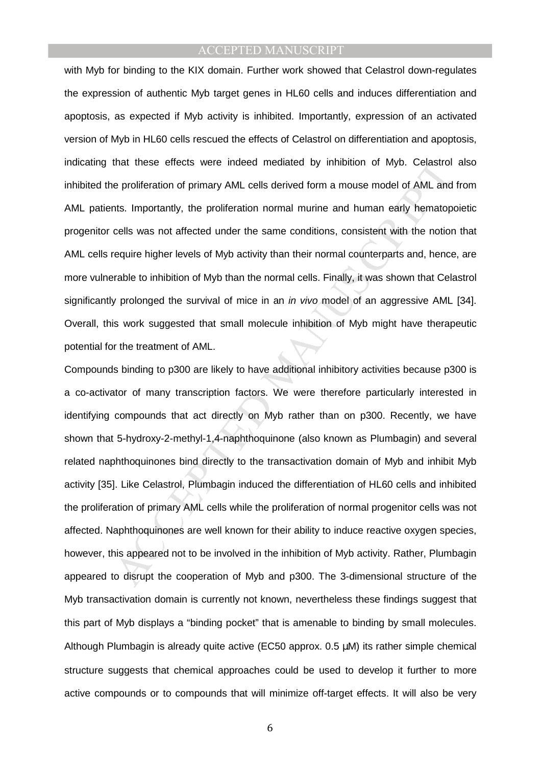with Myb for binding to the KIX domain. Further work showed that Celastrol down-regulates the expression of authentic Myb target genes in HL60 cells and induces differentiation and apoptosis, as expected if Myb activity is inhibited. Importantly, expression of an activated version of Myb in HL60 cells rescued the effects of Celastrol on differentiation and apoptosis, indicating that these effects were indeed mediated by inhibition of Myb. Celastrol also inhibited the proliferation of primary AML cells derived form a mouse model of AML and from AML patients. Importantly, the proliferation normal murine and human early hematopoietic progenitor cells was not affected under the same conditions, consistent with the notion that AML cells require higher levels of Myb activity than their normal counterparts and, hence, are more vulnerable to inhibition of Myb than the normal cells. Finally, it was shown that Celastrol significantly prolonged the survival of mice in an *in vivo* model of an aggressive AML [34]. Overall, this work suggested that small molecule inhibition of Myb might have therapeutic potential for the treatment of AML.

Compounds binding to p300 are likely to have additional inhibitory activities because p300 is a co-activator of many transcription factors. We were therefore particularly interested in identifying compounds that act directly on Myb rather than on p300. Recently, we have shown that 5-hydroxy-2-methyl-1,4-naphthoquinone (also known as Plumbagin) and several related naphthoquinones bind directly to the transactivation domain of Myb and inhibit Myb activity [35]. Like Celastrol, Plumbagin induced the differentiation of HL60 cells and inhibited the proliferation of primary AML cells while the proliferation of normal progenitor cells was not affected. Naphthoquinones are well known for their ability to induce reactive oxygen species, however, this appeared not to be involved in the inhibition of Myb activity. Rather, Plumbagin appeared to disrupt the cooperation of Myb and p300. The 3-dimensional structure of the Myb transactivation domain is currently not known, nevertheless these findings suggest that this part of Myb displays a "binding pocket" that is amenable to binding by small molecules. Although Plumbagin is already quite active (EC50 approx. 0.5 µM) its rather simple chemical structure suggests that chemical approaches could be used to develop it further to more active compounds or to compounds that will minimize off-target effects. It will also be very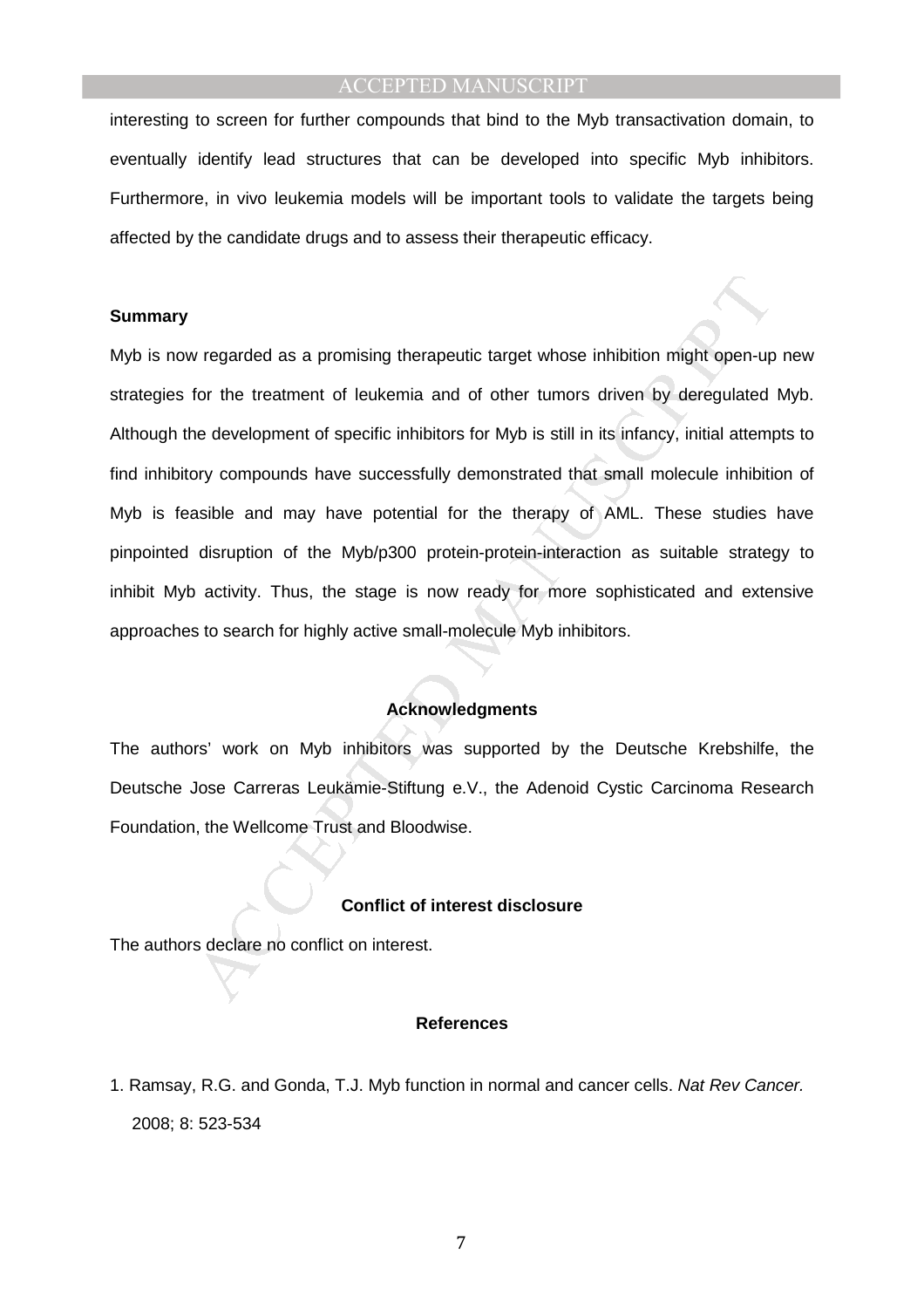interesting to screen for further compounds that bind to the Myb transactivation domain, to eventually identify lead structures that can be developed into specific Myb inhibitors. Furthermore, in vivo leukemia models will be important tools to validate the targets being affected by the candidate drugs and to assess their therapeutic efficacy.

**Summary**

Myb is now regarded as a promising therapeutic target whose inhibition might open-up new strategies for the treatment of leukemia and of other tumors driven by deregulated Myb. Although the development of specific inhibitors for Myb is still in its infancy, initial attempts to find inhibitory compounds have successfully demonstrated that small molecule inhibition of Myb is feasible and may have potential for the therapy of AML. These studies have pinpointed disruption of the Myb/p300 protein-protein-interaction as suitable strategy to inhibit Myb activity. Thus, the stage is now ready for more sophisticated and extensive approaches to search for highly active small-molecule Myb inhibitors.

**Acknowledgments**

The authors' work on Myb inhibitors was supported by the Deutsche Krebshilfe, the Deutsche Jose Carreras Leukämie-Stiftung e.V., the Adenoid Cystic Carcinoma Research Foundation, the Wellcome Trust and Bloodwise.

**Conflict of interest disclosure**

The authors declare no conflict on interest.

**References**

1. Ramsay, R.G. and Gonda, T.J. Myb function in normal and cancer cells. *Nat Rev Cancer.* 2008; 8: 523-534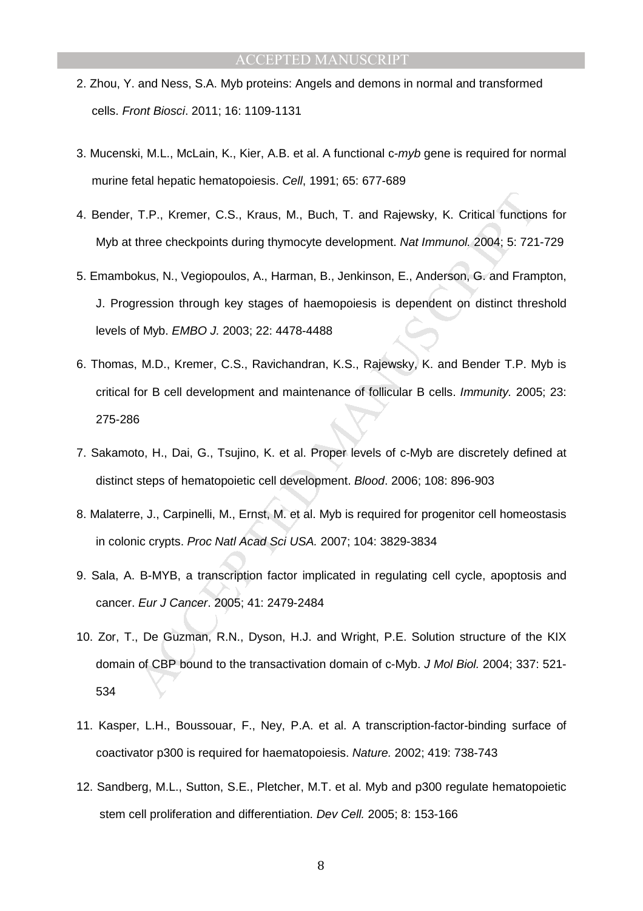2. Zhou, Y. and Ness, S.A. Myb proteins: Angels and demons in normal and transformed cells. *Front Biosci*. 2011; 16: 1109-1131

3. Mucenski, M.L., McLain, K., Kier, A.B. et al. A functional c-*myb* gene is required for normal murine fetal hepatic hematopoiesis. *Cell*, 1991; 65: 677-689

4. Bender, T.P., Kremer, C.S., Kraus, M., Buch, T. and Rajewsky, K. Critical functions for Myb at three checkpoints during thymocyte development. *Nat Immunol.* 2004; 5: 721-729

5. Emambokus, N., Vegiopoulos, A., Harman, B., Jenkinson, E., Anderson, G. and Frampton, J. Progression through key stages of haemopoiesis is dependent on distinct threshold levels of Myb. *EMBO J.* 2003; 22: 4478-4488

6. Thomas, M.D., Kremer, C.S., Ravichandran, K.S., Rajewsky, K. and Bender T.P. Myb is critical for B cell development and maintenance of follicular B cells. *Immunity.* 2005; 23: 275-286

7. Sakamoto, H., Dai, G., Tsujino, K. et al. Proper levels of c-Myb are discretely defined at distinct steps of hematopoietic cell development. *Blood*. 2006; 108: 896-903

8. Malaterre, J., Carpinelli, M., Ernst, M. et al. Myb is required for progenitor cell homeostasis in colonic crypts. *Proc Natl Acad Sci USA.* 2007; 104: 3829-3834

9. Sala, A. B-MYB, a transcription factor implicated in regulating cell cycle, apoptosis and cancer. *Eur J Cancer*. 2005; 41: 2479-2484

10. Zor, T., De Guzman, R.N., Dyson, H.J. and Wright, P.E. Solution structure of the KIX domain of CBP bound to the transactivation domain of c-Myb. *J Mol Biol.* 2004; 337: 521-534

11. Kasper, L.H., Boussouar, F., Ney, P.A. et al. A transcription-factor-binding surface of coactivator p300 is required for haematopoiesis. *Nature.* 2002; 419: 738-743

12. Sandberg, M.L., Sutton, S.E., Pletcher, M.T. et al. Myb and p300 regulate hematopoietic stem cell proliferation and differentiation. *Dev Cell.* 2005; 8: 153-166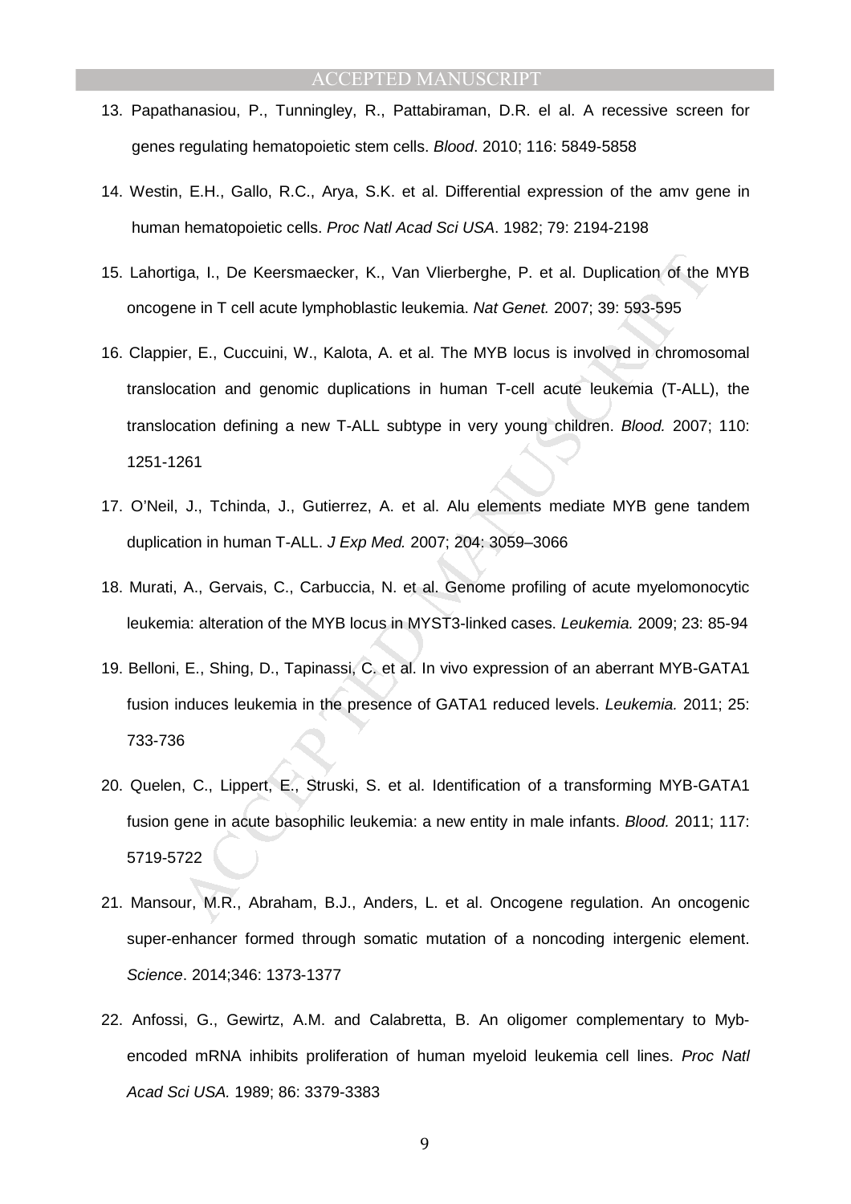13. Papathanasiou, P., Tunningley, R., Pattabiraman, D.R. el al. A recessive screen for genes regulating hematopoietic stem cells. *Blood*. 2010; 116: 5849-5858

14. Westin, E.H., Gallo, R.C., Arya, S.K. et al. Differential expression of the amv gene in human hematopoietic cells. *Proc Natl Acad Sci USA*. 1982; 79: 2194-2198

15. Lahortiga, I., De Keersmaecker, K., Van Vlierberghe, P. et al. Duplication of the MYB oncogene in T cell acute lymphoblastic leukemia. *Nat Genet.* 2007; 39: 593-595

16. Clappier, E., Cuccuini, W., Kalota, A. et al. The MYB locus is involved in chromosomal translocation and genomic duplications in human T-cell acute leukemia (T-ALL), the translocation defining a new T-ALL subtype in very young children. *Blood.* 2007; 110: 1251-1261

17. O'Neil, J., Tchinda, J., Gutierrez, A. et al. Alu elements mediate MYB gene tandem duplication in human T-ALL. *J Exp Med.* 2007; 204: 3059–3066

18. Murati, A., Gervais, C., Carbuccia, N. et al. Genome profiling of acute myelomonocytic leukemia: alteration of the MYB locus in MYST3-linked cases. *Leukemia.* 2009; 23: 85-94

19. Belloni, E., Shing, D., Tapinassi, C. et al. In vivo expression of an aberrant MYB-GATA1 fusion induces leukemia in the presence of GATA1 reduced levels. *Leukemia.* 2011; 25: 733-736

20. Quelen, C., Lippert, E., Struski, S. et al. Identification of a transforming MYB-GATA1 fusion gene in acute basophilic leukemia: a new entity in male infants. *Blood.* 2011; 117: 5719-5722

21. Mansour, M.R., Abraham, B.J., Anders, L. et al. Oncogene regulation. An oncogenic super-enhancer formed through somatic mutation of a noncoding intergenic element. *Science*. 2014;346: 1373-1377

22. Anfossi, G., Gewirtz, A.M. and Calabretta, B. An oligomer complementary to Myb-encoded mRNA inhibits proliferation of human myeloid leukemia cell lines. *Proc Natl Acad Sci USA.* 1989; 86: 3379-3383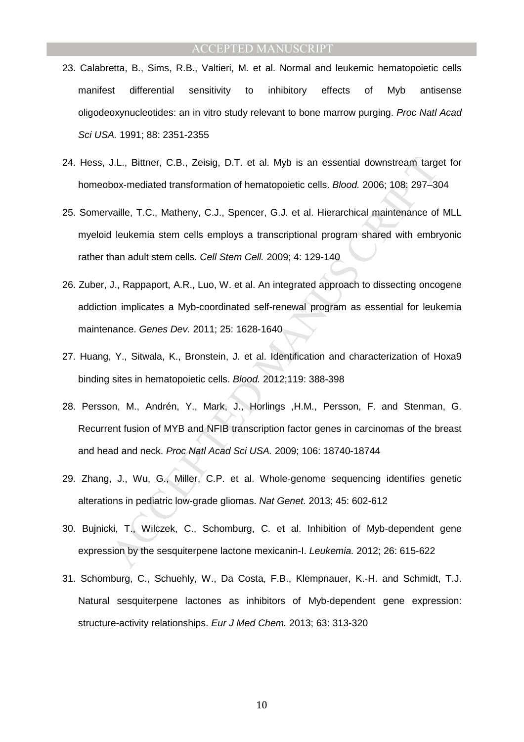23. Calabretta, B., Sims, R.B., Valtieri, M. et al. Normal and leukemic hematopoietic cells manifest differential sensitivity to inhibitory effects of Myb antisense oligodeoxynucleotides: an in vitro study relevant to bone marrow purging. *Proc Natl Acad Sci USA.* 1991; 88: 2351-2355

24. Hess, J.L., Bittner, C.B., Zeisig, D.T. et al. Myb is an essential downstream target for homeobox-mediated transformation of hematopoietic cells. *Blood.* 2006; 108: 297–304

25. Somervaille, T.C., Matheny, C.J., Spencer, G.J. et al. Hierarchical maintenance of MLL myeloid leukemia stem cells employs a transcriptional program shared with embryonic rather than adult stem cells. *Cell Stem Cell.* 2009; 4: 129-140

26. Zuber, J., Rappaport, A.R., Luo, W. et al. An integrated approach to dissecting oncogene addiction implicates a Myb-coordinated self-renewal program as essential for leukemia maintenance. *Genes Dev.* 2011; 25: 1628-1640

27. Huang, Y., Sitwala, K., Bronstein, J. et al. Identification and characterization of Hoxa9 binding sites in hematopoietic cells. *Blood.* 2012;119: 388-398

28. Persson, M., Andrén, Y., Mark, J., Horlings ,H.M., Persson, F. and Stenman, G. Recurrent fusion of MYB and NFIB transcription factor genes in carcinomas of the breast and head and neck. *Proc Natl Acad Sci USA.* 2009; 106: 18740-18744

29. Zhang, J., Wu, G., Miller, C.P. et al. Whole-genome sequencing identifies genetic alterations in pediatric low-grade gliomas. *Nat Genet.* 2013; 45: 602-612

30. Bujnicki, T., Wilczek, C., Schomburg, C. et al. Inhibition of Myb-dependent gene expression by the sesquiterpene lactone mexicanin-I. *Leukemia.* 2012; 26: 615-622

31. Schomburg, C., Schuehly, W., Da Costa, F.B., Klempnauer, K.-H. and Schmidt, T.J. Natural sesquiterpene lactones as inhibitors of Myb-dependent gene expression: structure-activity relationships. *Eur J Med Chem.* 2013; 63: 313-320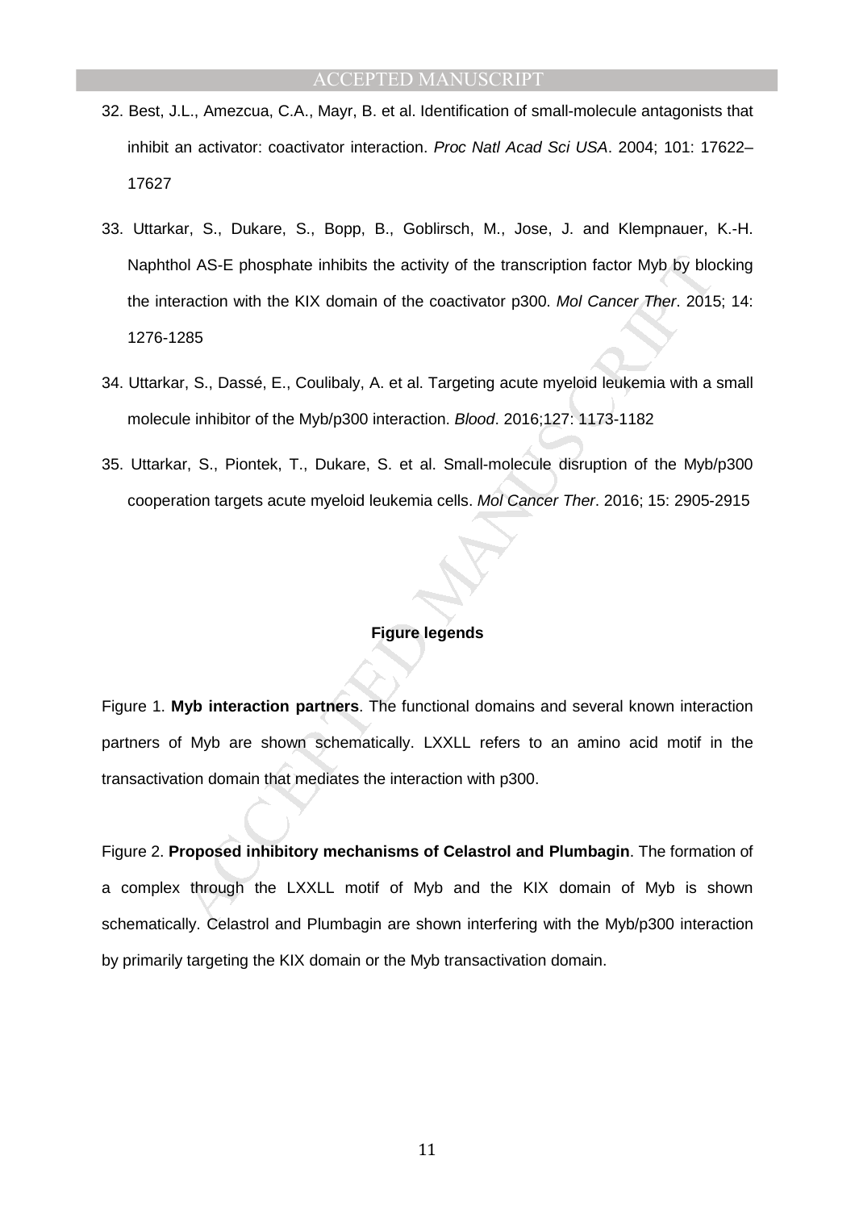32. Best, J.L., Amezcua, C.A., Mayr, B. et al. Identification of small-molecule antagonists that inhibit an activator: coactivator interaction. *Proc Natl Acad Sci USA*. 2004; 101: 17622–17627

33. Uttarkar, S., Dukare, S., Bopp, B., Goblirsch, M., Jose, J. and Klempnauer, K.-H. Naphthol AS-E phosphate inhibits the activity of the transcription factor Myb by blocking the interaction with the KIX domain of the coactivator p300. *Mol Cancer Ther*. 2015; 14: 1276-1285

34. Uttarkar, S., Dassé, E., Coulibaly, A. et al. Targeting acute myeloid leukemia with a small molecule inhibitor of the Myb/p300 interaction. *Blood*. 2016;127: 1173-1182

35. Uttarkar, S., Piontek, T., Dukare, S. et al. Small-molecule disruption of the Myb/p300 cooperation targets acute myeloid leukemia cells. *Mol Cancer Ther*. 2016; 15: 2905-2915

## Figure legends

Figure 1. **Myb interaction partners**. The functional domains and several known interaction partners of Myb are shown schematically. LXXLL refers to an amino acid motif in the transactivation domain that mediates the interaction with p300.

Figure 2. **Proposed inhibitory mechanisms of Celastrol and Plumbagin**. The formation of a complex through the LXXLL motif of Myb and the KIX domain of Myb is shown schematically. Celastrol and Plumbagin are shown interfering with the Myb/p300 interaction by primarily targeting the KIX domain or the Myb transactivation domain.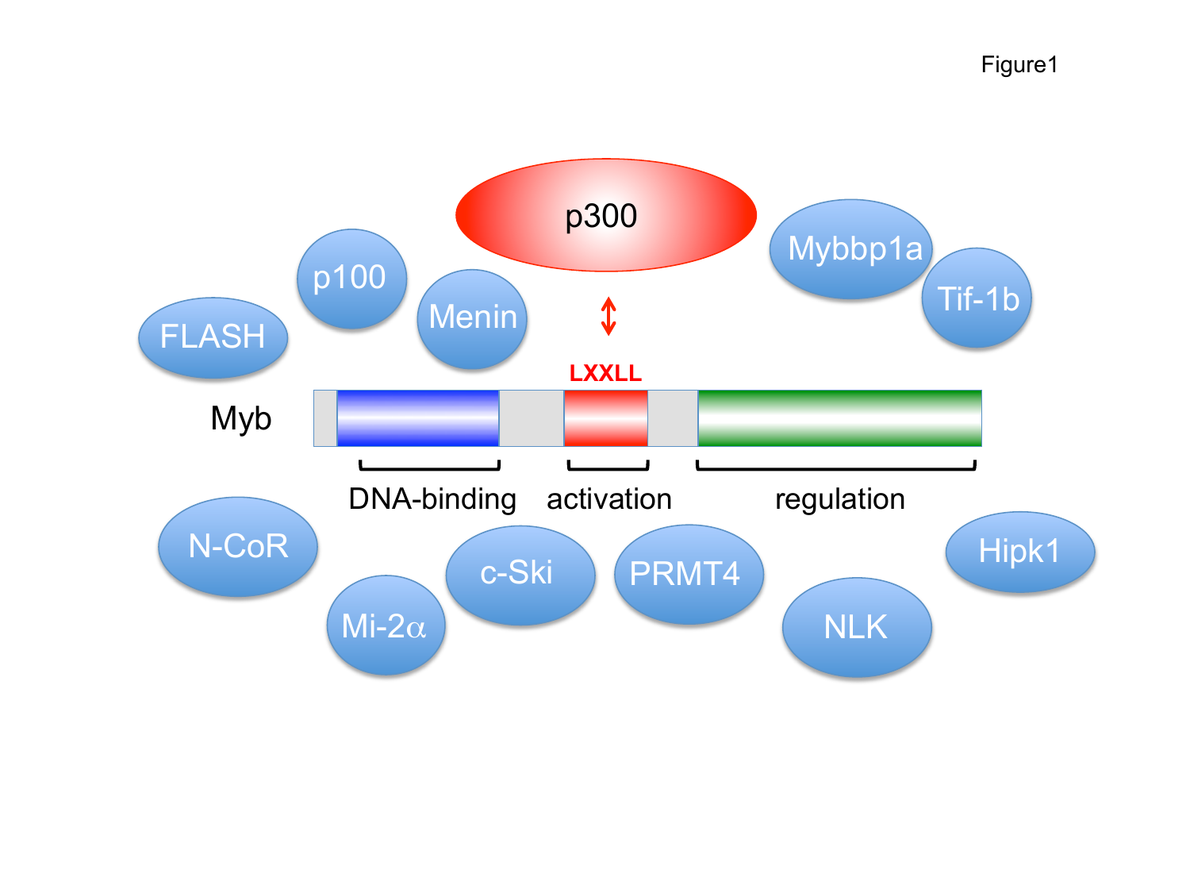Figure1

p300

Mybbp1a

Tif-1b

p100

FLASH

Menin

LXXLL

Myb

DNA-binding

activation

regulation

N-CoR

Mi-2α

c-Ski

PRMT4

NLK

Hipk1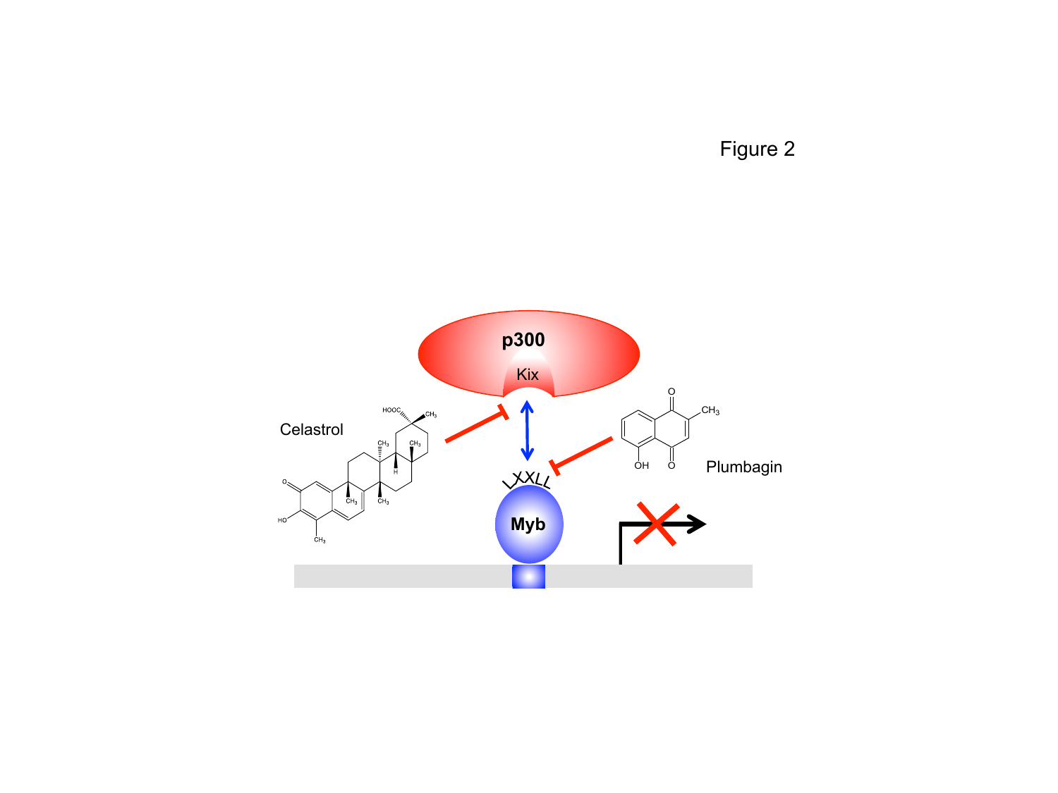Figure 2

p300

Kix

Celastrol

Plumbagin

LXXLL

Myb